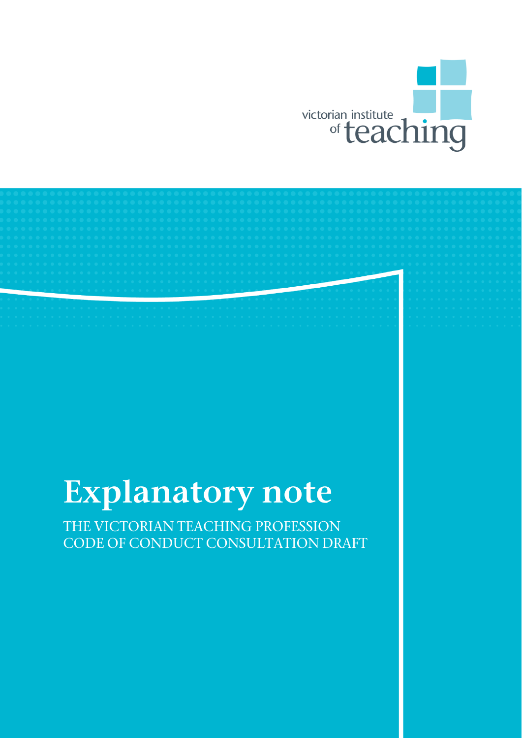victorian institute of teaching

# Explanatory note

THE VICTORIAN TEACHING PROFESSION CODE OF CONDUCT CONSULTATION DRAFT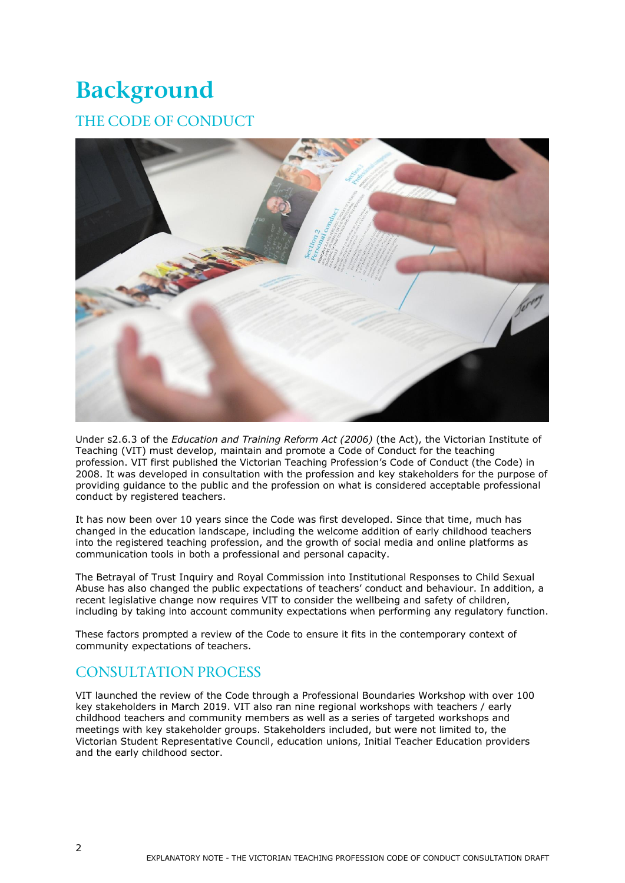# Background

## THE CODE OF CONDUCT

Under s2.6.3 of the *Education and Training Reform Act (2006)* (the Act), the Victorian Institute of Teaching (VIT) must develop, maintain and promote a Code of Conduct for the teaching profession. VIT first published the Victorian Teaching Profession's Code of Conduct (the Code) in 2008. It was developed in consultation with the profession and key stakeholders for the purpose of providing guidance to the public and the profession on what is considered acceptable professional conduct by registered teachers.

It has now been over 10 years since the Code was first developed. Since that time, much has changed in the education landscape, including the welcome addition of early childhood teachers into the registered teaching profession, and the growth of social media and online platforms as communication tools in both a professional and personal capacity.

The Betrayal of Trust Inquiry and Royal Commission into Institutional Responses to Child Sexual Abuse has also changed the public expectations of teachers' conduct and behaviour. In addition, a recent legislative change now requires VIT to consider the wellbeing and safety of children, including by taking into account community expectations when performing any regulatory function.

These factors prompted a review of the Code to ensure it fits in the contemporary context of community expectations of teachers.

## CONSULTATION PROCESS

VIT launched the review of the Code through a Professional Boundaries Workshop with over 100 key stakeholders in March 2019. VIT also ran nine regional workshops with teachers / early childhood teachers and community members as well as a series of targeted workshops and meetings with key stakeholder groups. Stakeholders included, but were not limited to, the Victorian Student Representative Council, education unions, Initial Teacher Education providers and the early childhood sector.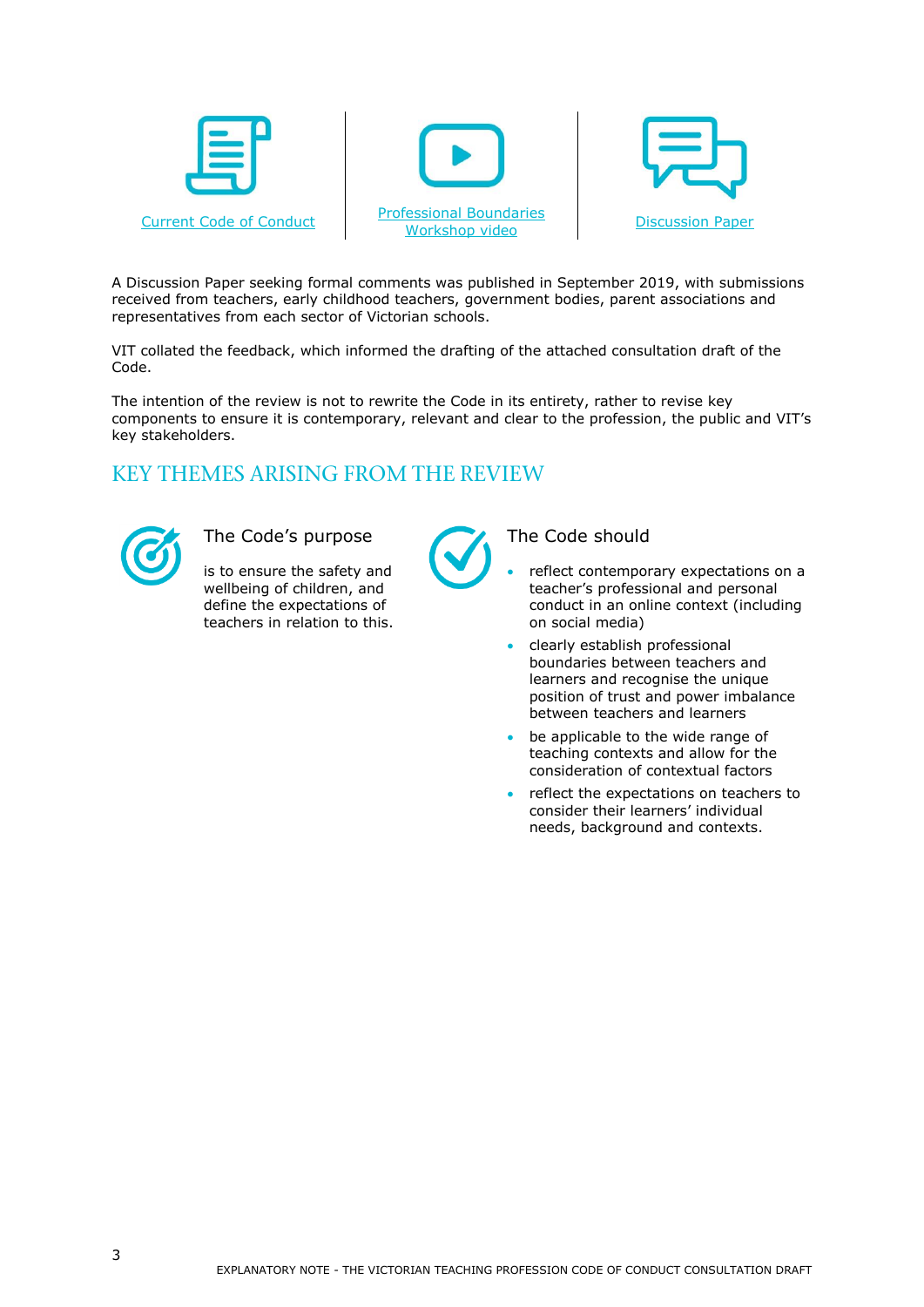[Current Code of Conduct](#) | [Professional Boundaries Workshop video](#) | [Discussion Paper](#)

A Discussion Paper seeking formal comments was published in September 2019, with submissions received from teachers, early childhood teachers, government bodies, parent associations and representatives from each sector of Victorian schools.

VIT collated the feedback, which informed the drafting of the attached consultation draft of the Code.

The intention of the review is not to rewrite the Code in its entirety, rather to revise key components to ensure it is contemporary, relevant and clear to the profession, the public and VIT's key stakeholders.

## KEY THEMES ARISING FROM THE REVIEW

### The Code's purpose

is to ensure the safety and wellbeing of children, and define the expectations of teachers in relation to this.

### The Code should

- reflect contemporary expectations on a teacher's professional and personal conduct in an online context (including on social media)
- clearly establish professional boundaries between teachers and learners and recognise the unique position of trust and power imbalance between teachers and learners
- be applicable to the wide range of teaching contexts and allow for the consideration of contextual factors
- reflect the expectations on teachers to consider their learners' individual needs, background and contexts.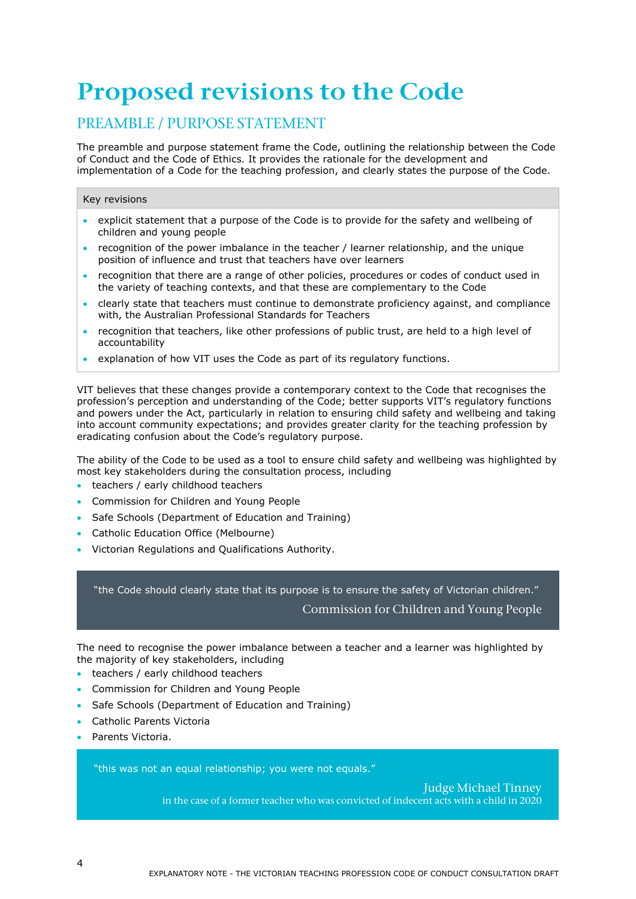# Proposed revisions to the Code

## PREAMBLE / PURPOSE STATEMENT

The preamble and purpose statement frame the Code, outlining the relationship between the Code of Conduct and the Code of Ethics. It provides the rationale for the development and implementation of a Code for the teaching profession, and clearly states the purpose of the Code.

**Key revisions**

- explicit statement that a purpose of the Code is to provide for the safety and wellbeing of children and young people
- recognition of the power imbalance in the teacher / learner relationship, and the unique position of influence and trust that teachers have over learners
- recognition that there are a range of other policies, procedures or codes of conduct used in the variety of teaching contexts, and that these are complementary to the Code
- clearly state that teachers must continue to demonstrate proficiency against, and compliance with, the Australian Professional Standards for Teachers
- recognition that teachers, like other professions of public trust, are held to a high level of accountability
- explanation of how VIT uses the Code as part of its regulatory functions.

VIT believes that these changes provide a contemporary context to the Code that recognises the profession's perception and understanding of the Code; better supports VIT's regulatory functions and powers under the Act, particularly in relation to ensuring child safety and wellbeing and taking into account community expectations; and provides greater clarity for the teaching profession by eradicating confusion about the Code's regulatory purpose.

The ability of the Code to be used as a tool to ensure child safety and wellbeing was highlighted by most key stakeholders during the consultation process, including

- teachers / early childhood teachers
- Commission for Children and Young People
- Safe Schools (Department of Education and Training)
- Catholic Education Office (Melbourne)
- Victorian Regulations and Qualifications Authority.

> "the Code should clearly state that its purpose is to ensure the safety of Victorian children."
>
> Commission for Children and Young People

The need to recognise the power imbalance between a teacher and a learner was highlighted by the majority of key stakeholders, including

- teachers / early childhood teachers
- Commission for Children and Young People
- Safe Schools (Department of Education and Training)
- Catholic Parents Victoria
- Parents Victoria.

> "this was not an equal relationship; you were not equals."
>
> Judge Michael Tinney
> in the case of a former teacher who was convicted of indecent acts with a child in 2020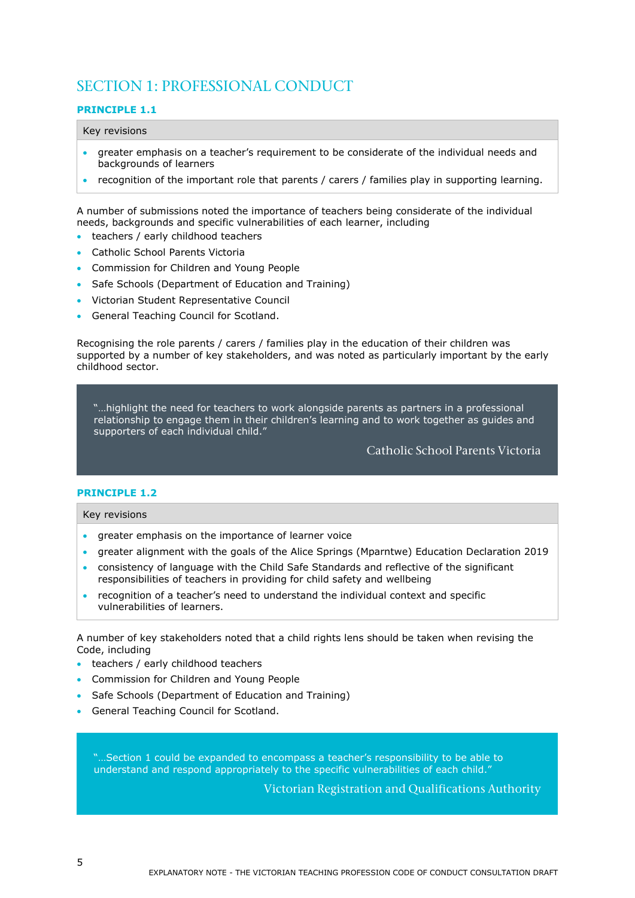# SECTION 1: PROFESSIONAL CONDUCT

## PRINCIPLE 1.1

| Key revisions |
|---|
| • greater emphasis on a teacher's requirement to be considerate of the individual needs and backgrounds of learners<br>• recognition of the important role that parents / carers / families play in supporting learning. |

A number of submissions noted the importance of teachers being considerate of the individual needs, backgrounds and specific vulnerabilities of each learner, including

- teachers / early childhood teachers
- Catholic School Parents Victoria
- Commission for Children and Young People
- Safe Schools (Department of Education and Training)
- Victorian Student Representative Council
- General Teaching Council for Scotland.

Recognising the role parents / carers / families play in the education of their children was supported by a number of key stakeholders, and was noted as particularly important by the early childhood sector.

> "…highlight the need for teachers to work alongside parents as partners in a professional relationship to engage them in their children's learning and to work together as guides and supporters of each individual child."
>
> Catholic School Parents Victoria

## PRINCIPLE 1.2

| Key revisions |
|---|
| • greater emphasis on the importance of learner voice<br>• greater alignment with the goals of the Alice Springs (Mparntwe) Education Declaration 2019<br>• consistency of language with the Child Safe Standards and reflective of the significant responsibilities of teachers in providing for child safety and wellbeing<br>• recognition of a teacher's need to understand the individual context and specific vulnerabilities of learners. |

A number of key stakeholders noted that a child rights lens should be taken when revising the Code, including

- teachers / early childhood teachers
- Commission for Children and Young People
- Safe Schools (Department of Education and Training)
- General Teaching Council for Scotland.

> "…Section 1 could be expanded to encompass a teacher's responsibility to be able to understand and respond appropriately to the specific vulnerabilities of each child."
>
> Victorian Registration and Qualifications Authority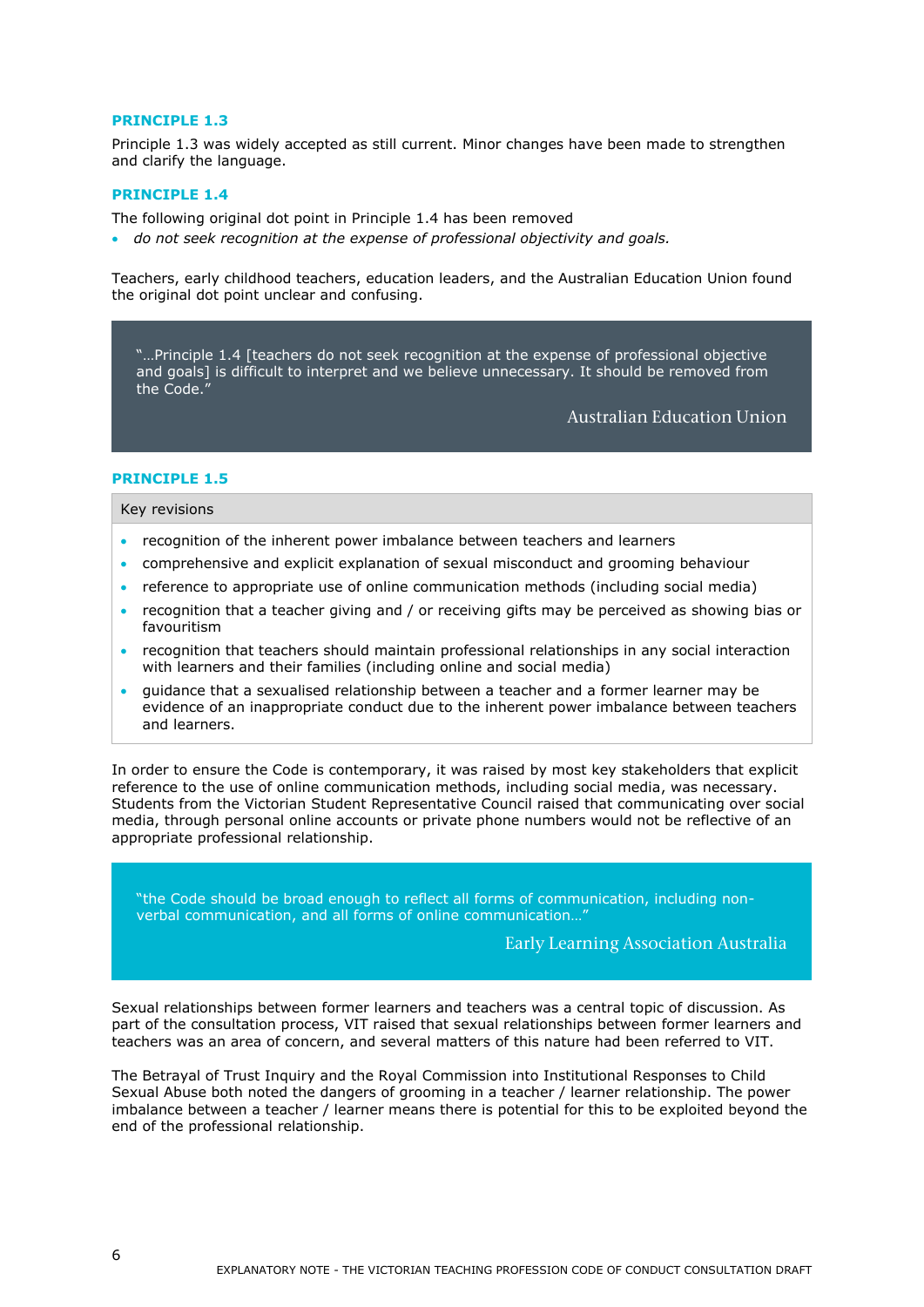### PRINCIPLE 1.3

Principle 1.3 was widely accepted as still current. Minor changes have been made to strengthen and clarify the language.

### PRINCIPLE 1.4

The following original dot point in Principle 1.4 has been removed

- *do not seek recognition at the expense of professional objectivity and goals.*

Teachers, early childhood teachers, education leaders, and the Australian Education Union found the original dot point unclear and confusing.

> "…Principle 1.4 [teachers do not seek recognition at the expense of professional objective and goals] is difficult to interpret and we believe unnecessary. It should be removed from the Code."
>
> Australian Education Union

### PRINCIPLE 1.5

**Key revisions**

- recognition of the inherent power imbalance between teachers and learners
- comprehensive and explicit explanation of sexual misconduct and grooming behaviour
- reference to appropriate use of online communication methods (including social media)
- recognition that a teacher giving and / or receiving gifts may be perceived as showing bias or favouritism
- recognition that teachers should maintain professional relationships in any social interaction with learners and their families (including online and social media)
- guidance that a sexualised relationship between a teacher and a former learner may be evidence of an inappropriate conduct due to the inherent power imbalance between teachers and learners.

In order to ensure the Code is contemporary, it was raised by most key stakeholders that explicit reference to the use of online communication methods, including social media, was necessary. Students from the Victorian Student Representative Council raised that communicating over social media, through personal online accounts or private phone numbers would not be reflective of an appropriate professional relationship.

> "the Code should be broad enough to reflect all forms of communication, including non-verbal communication, and all forms of online communication…"
>
> Early Learning Association Australia

Sexual relationships between former learners and teachers was a central topic of discussion. As part of the consultation process, VIT raised that sexual relationships between former learners and teachers was an area of concern, and several matters of this nature had been referred to VIT.

The Betrayal of Trust Inquiry and the Royal Commission into Institutional Responses to Child Sexual Abuse both noted the dangers of grooming in a teacher / learner relationship. The power imbalance between a teacher / learner means there is potential for this to be exploited beyond the end of the professional relationship.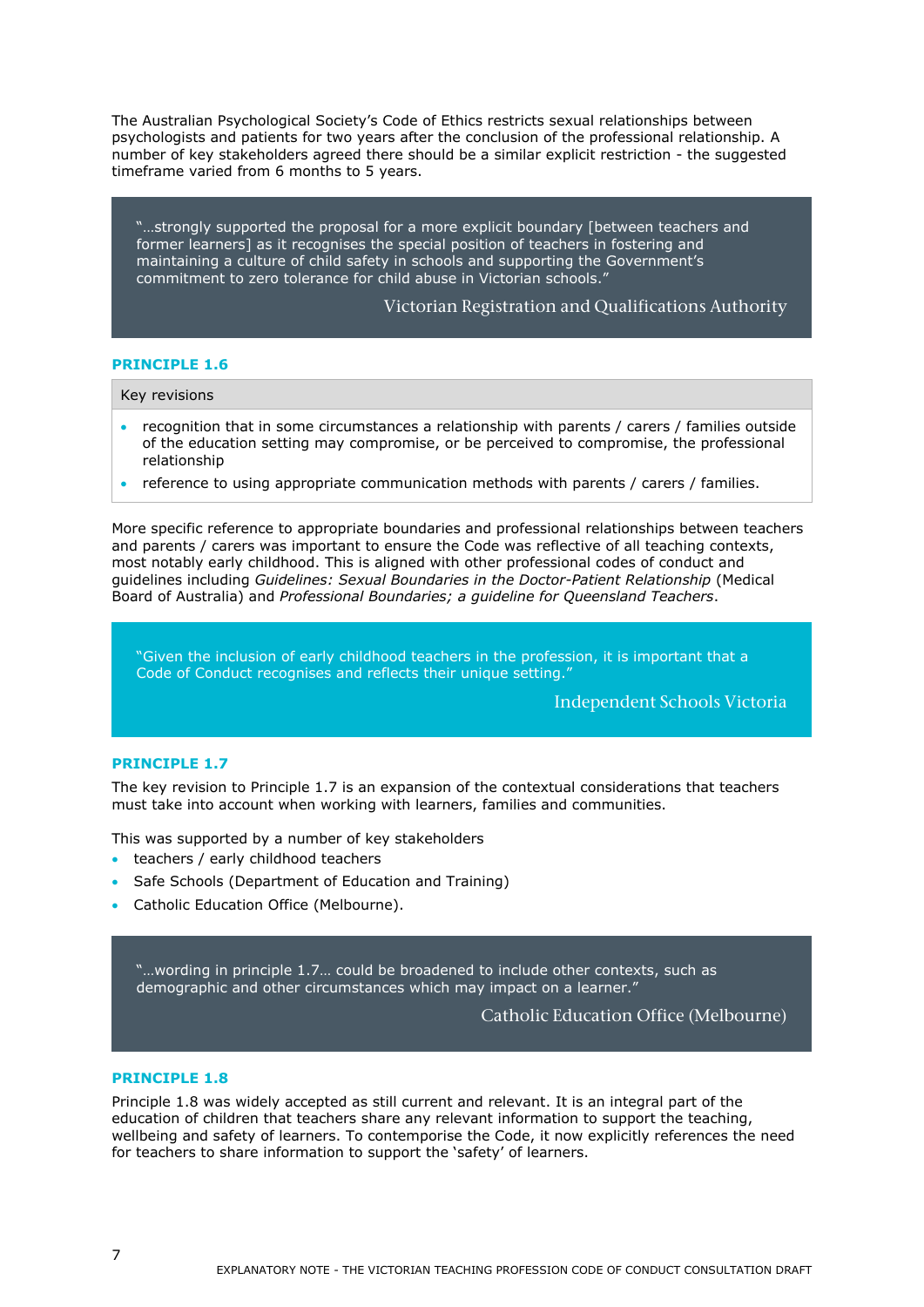The Australian Psychological Society's Code of Ethics restricts sexual relationships between psychologists and patients for two years after the conclusion of the professional relationship. A number of key stakeholders agreed there should be a similar explicit restriction - the suggested timeframe varied from 6 months to 5 years.

> "…strongly supported the proposal for a more explicit boundary [between teachers and former learners] as it recognises the special position of teachers in fostering and maintaining a culture of child safety in schools and supporting the Government's commitment to zero tolerance for child abuse in Victorian schools."
>
> Victorian Registration and Qualifications Authority

### PRINCIPLE 1.6

| Key revisions |
| --- |
| • recognition that in some circumstances a relationship with parents / carers / families outside of the education setting may compromise, or be perceived to compromise, the professional relationship<br>• reference to using appropriate communication methods with parents / carers / families. |

More specific reference to appropriate boundaries and professional relationships between teachers and parents / carers was important to ensure the Code was reflective of all teaching contexts, most notably early childhood. This is aligned with other professional codes of conduct and guidelines including *Guidelines: Sexual Boundaries in the Doctor-Patient Relationship* (Medical Board of Australia) and *Professional Boundaries; a guideline for Queensland Teachers*.

> "Given the inclusion of early childhood teachers in the profession, it is important that a Code of Conduct recognises and reflects their unique setting."
>
> Independent Schools Victoria

### PRINCIPLE 1.7

The key revision to Principle 1.7 is an expansion of the contextual considerations that teachers must take into account when working with learners, families and communities.

This was supported by a number of key stakeholders

- teachers / early childhood teachers
- Safe Schools (Department of Education and Training)
- Catholic Education Office (Melbourne).

> "…wording in principle 1.7… could be broadened to include other contexts, such as demographic and other circumstances which may impact on a learner."
>
> Catholic Education Office (Melbourne)

### PRINCIPLE 1.8

Principle 1.8 was widely accepted as still current and relevant. It is an integral part of the education of children that teachers share any relevant information to support the teaching, wellbeing and safety of learners. To contemporise the Code, it now explicitly references the need for teachers to share information to support the 'safety' of learners.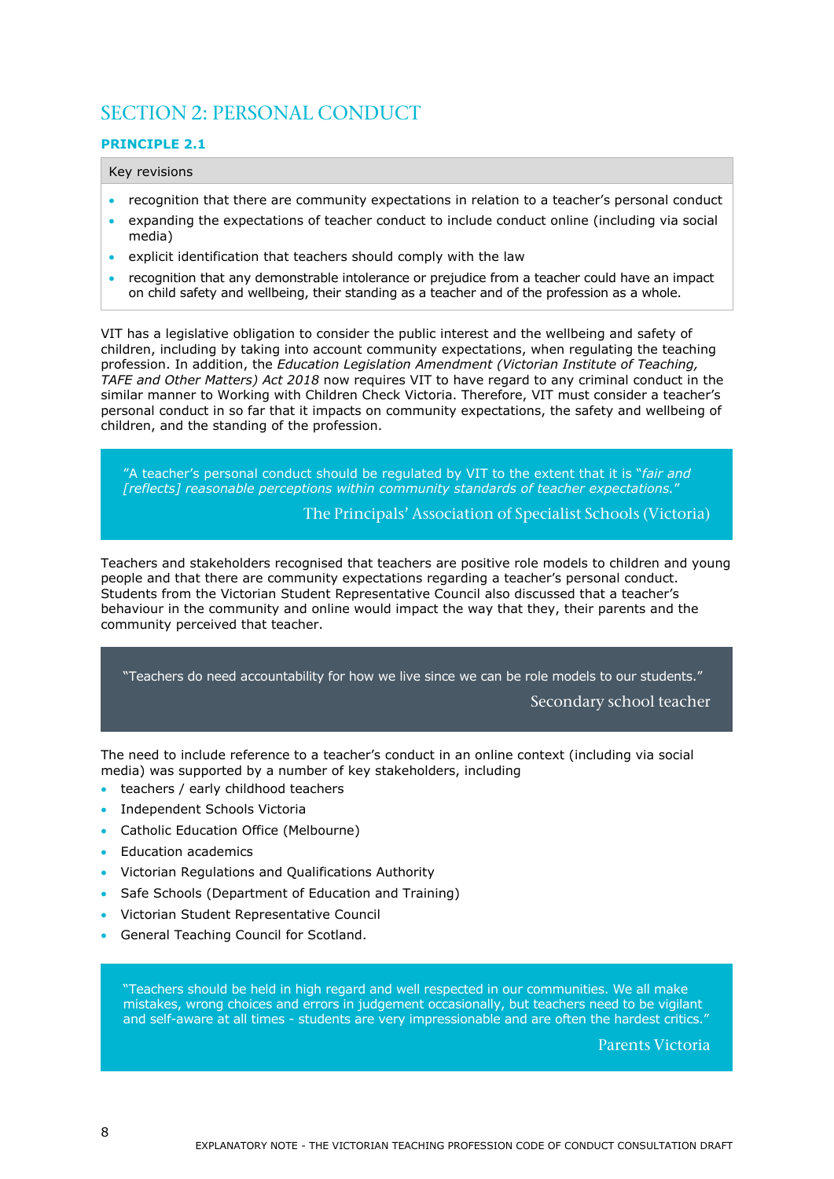## SECTION 2: PERSONAL CONDUCT

### PRINCIPLE 2.1

**Key revisions**

- recognition that there are community expectations in relation to a teacher's personal conduct
- expanding the expectations of teacher conduct to include conduct online (including via social media)
- explicit identification that teachers should comply with the law
- recognition that any demonstrable intolerance or prejudice from a teacher could have an impact on child safety and wellbeing, their standing as a teacher and of the profession as a whole.

VIT has a legislative obligation to consider the public interest and the wellbeing and safety of children, including by taking into account community expectations, when regulating the teaching profession. In addition, the *Education Legislation Amendment (Victorian Institute of Teaching, TAFE and Other Matters) Act 2018* now requires VIT to have regard to any criminal conduct in the similar manner to Working with Children Check Victoria. Therefore, VIT must consider a teacher's personal conduct in so far that it impacts on community expectations, the safety and wellbeing of children, and the standing of the profession.

> "A teacher's personal conduct should be regulated by VIT to the extent that it is "*fair and [reflects] reasonable perceptions within community standards of teacher expectations.*"
>
> The Principals' Association of Specialist Schools (Victoria)

Teachers and stakeholders recognised that teachers are positive role models to children and young people and that there are community expectations regarding a teacher's personal conduct. Students from the Victorian Student Representative Council also discussed that a teacher's behaviour in the community and online would impact the way that they, their parents and the community perceived that teacher.

> "Teachers do need accountability for how we live since we can be role models to our students."
>
> Secondary school teacher

The need to include reference to a teacher's conduct in an online context (including via social media) was supported by a number of key stakeholders, including

- teachers / early childhood teachers
- Independent Schools Victoria
- Catholic Education Office (Melbourne)
- Education academics
- Victorian Regulations and Qualifications Authority
- Safe Schools (Department of Education and Training)
- Victorian Student Representative Council
- General Teaching Council for Scotland.

> "Teachers should be held in high regard and well respected in our communities. We all make mistakes, wrong choices and errors in judgement occasionally, but teachers need to be vigilant and self-aware at all times - students are very impressionable and are often the hardest critics."
>
> Parents Victoria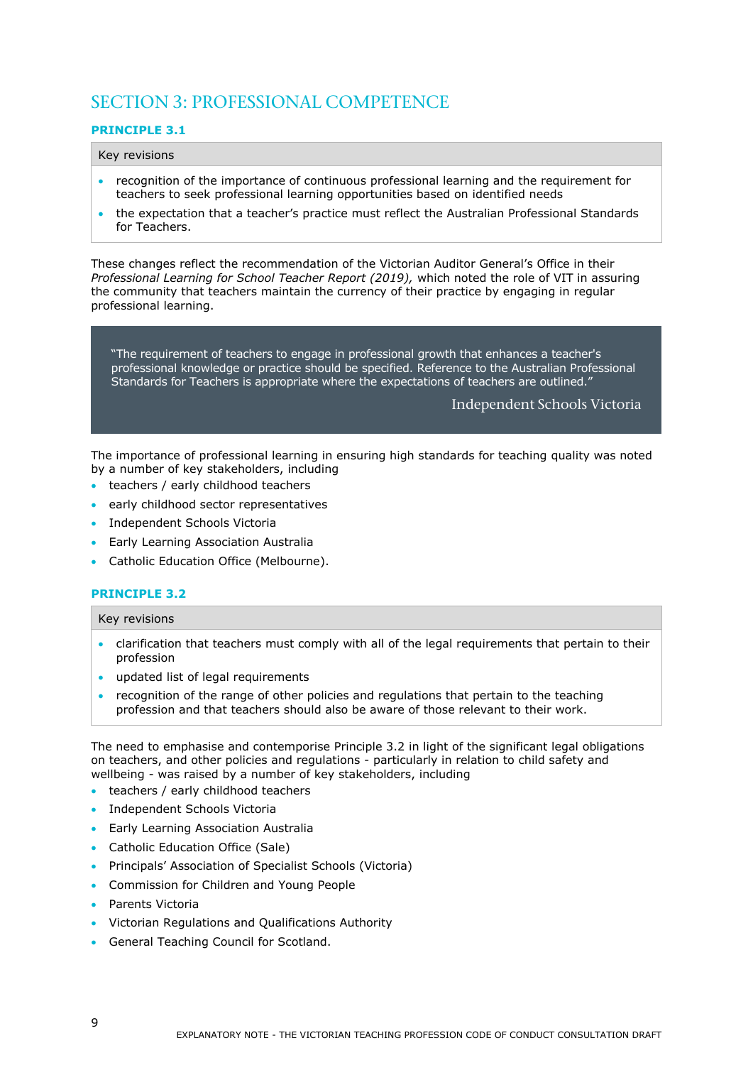## SECTION 3: PROFESSIONAL COMPETENCE

### PRINCIPLE 3.1

| Key revisions |
| --- |
| • recognition of the importance of continuous professional learning and the requirement for teachers to seek professional learning opportunities based on identified needs<br>• the expectation that a teacher's practice must reflect the Australian Professional Standards for Teachers. |

These changes reflect the recommendation of the Victorian Auditor General's Office in their *Professional Learning for School Teacher Report (2019),* which noted the role of VIT in assuring the community that teachers maintain the currency of their practice by engaging in regular professional learning.

> "The requirement of teachers to engage in professional growth that enhances a teacher's professional knowledge or practice should be specified. Reference to the Australian Professional Standards for Teachers is appropriate where the expectations of teachers are outlined."
>
> Independent Schools Victoria

The importance of professional learning in ensuring high standards for teaching quality was noted by a number of key stakeholders, including

- teachers / early childhood teachers
- early childhood sector representatives
- Independent Schools Victoria
- Early Learning Association Australia
- Catholic Education Office (Melbourne).

### PRINCIPLE 3.2

| Key revisions |
| --- |
| • clarification that teachers must comply with all of the legal requirements that pertain to their profession<br>• updated list of legal requirements<br>• recognition of the range of other policies and regulations that pertain to the teaching profession and that teachers should also be aware of those relevant to their work. |

The need to emphasise and contemporise Principle 3.2 in light of the significant legal obligations on teachers, and other policies and regulations - particularly in relation to child safety and wellbeing - was raised by a number of key stakeholders, including

- teachers / early childhood teachers
- Independent Schools Victoria
- Early Learning Association Australia
- Catholic Education Office (Sale)
- Principals' Association of Specialist Schools (Victoria)
- Commission for Children and Young People
- Parents Victoria
- Victorian Regulations and Qualifications Authority
- General Teaching Council for Scotland.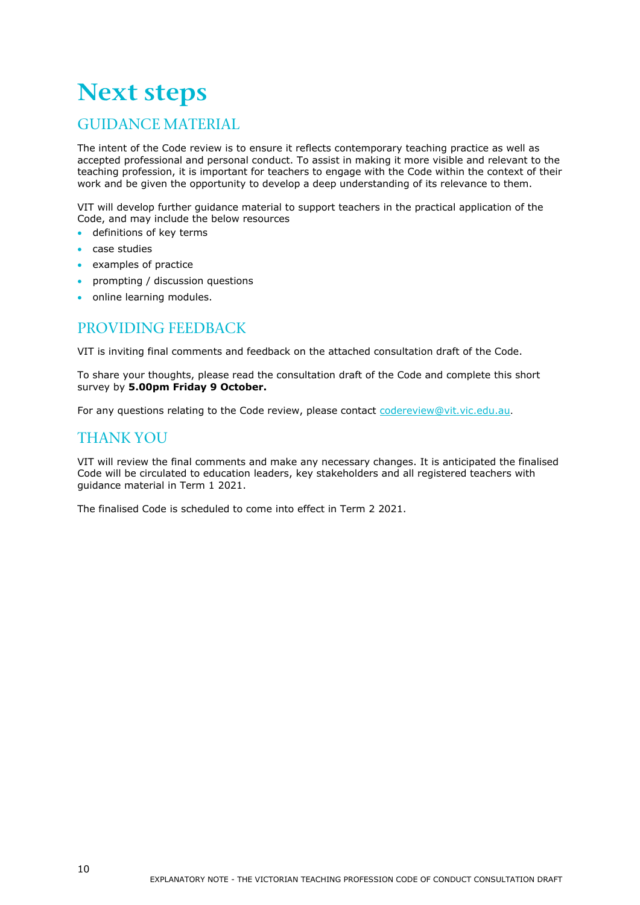# Next steps

## GUIDANCE MATERIAL

The intent of the Code review is to ensure it reflects contemporary teaching practice as well as accepted professional and personal conduct. To assist in making it more visible and relevant to the teaching profession, it is important for teachers to engage with the Code within the context of their work and be given the opportunity to develop a deep understanding of its relevance to them.

VIT will develop further guidance material to support teachers in the practical application of the Code, and may include the below resources

- definitions of key terms
- case studies
- examples of practice
- prompting / discussion questions
- online learning modules.

## PROVIDING FEEDBACK

VIT is inviting final comments and feedback on the attached consultation draft of the Code.

To share your thoughts, please read the consultation draft of the Code and complete this short survey by **5.00pm Friday 9 October.**

For any questions relating to the Code review, please contact codereview@vit.vic.edu.au.

## THANK YOU

VIT will review the final comments and make any necessary changes. It is anticipated the finalised Code will be circulated to education leaders, key stakeholders and all registered teachers with guidance material in Term 1 2021.

The finalised Code is scheduled to come into effect in Term 2 2021.